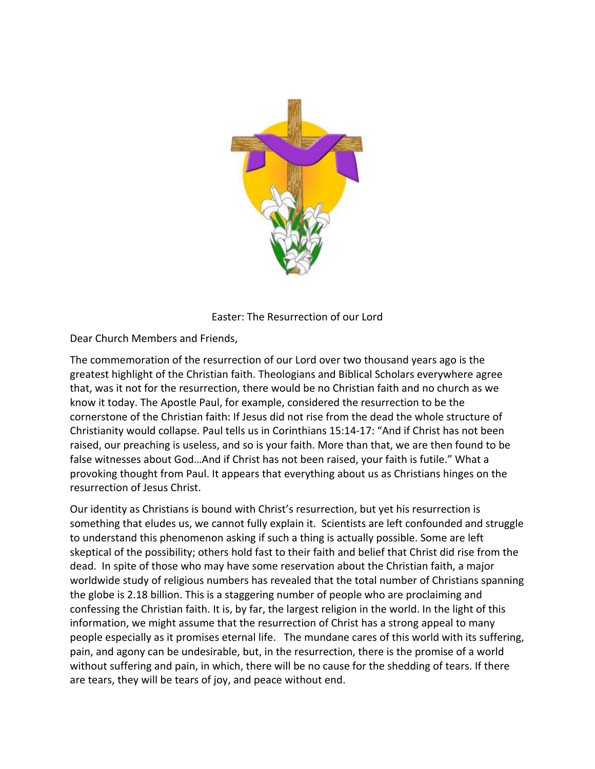Easter: The Resurrection of our Lord

Dear Church Members and Friends,

The commemoration of the resurrection of our Lord over two thousand years ago is the greatest highlight of the Christian faith. Theologians and Biblical Scholars everywhere agree that, was it not for the resurrection, there would be no Christian faith and no church as we know it today. The Apostle Paul, for example, considered the resurrection to be the cornerstone of the Christian faith: If Jesus did not rise from the dead the whole structure of Christianity would collapse. Paul tells us in Corinthians 15:14-17: "And if Christ has not been raised, our preaching is useless, and so is your faith. More than that, we are then found to be false witnesses about God…And if Christ has not been raised, your faith is futile." What a provoking thought from Paul. It appears that everything about us as Christians hinges on the resurrection of Jesus Christ.

Our identity as Christians is bound with Christ's resurrection, but yet his resurrection is something that eludes us, we cannot fully explain it. Scientists are left confounded and struggle to understand this phenomenon asking if such a thing is actually possible. Some are left skeptical of the possibility; others hold fast to their faith and belief that Christ did rise from the dead. In spite of those who may have some reservation about the Christian faith, a major worldwide study of religious numbers has revealed that the total number of Christians spanning the globe is 2.18 billion. This is a staggering number of people who are proclaiming and confessing the Christian faith. It is, by far, the largest religion in the world. In the light of this information, we might assume that the resurrection of Christ has a strong appeal to many people especially as it promises eternal life. The mundane cares of this world with its suffering, pain, and agony can be undesirable, but, in the resurrection, there is the promise of a world without suffering and pain, in which, there will be no cause for the shedding of tears. If there are tears, they will be tears of joy, and peace without end.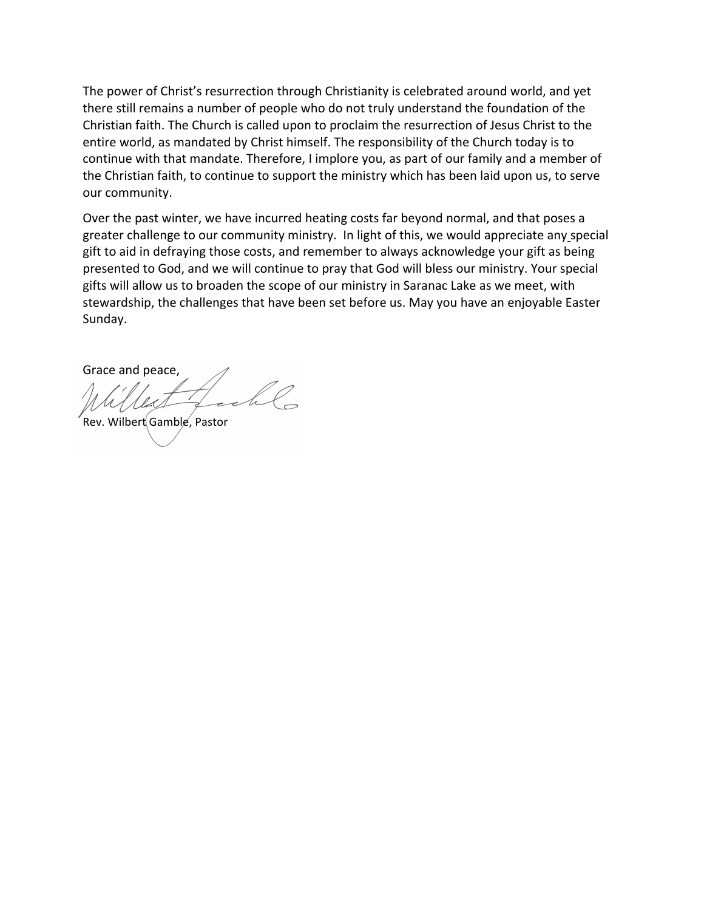The power of Christ's resurrection through Christianity is celebrated around world, and yet there still remains a number of people who do not truly understand the foundation of the Christian faith. The Church is called upon to proclaim the resurrection of Jesus Christ to the entire world, as mandated by Christ himself. The responsibility of the Church today is to continue with that mandate. Therefore, I implore you, as part of our family and a member of the Christian faith, to continue to support the ministry which has been laid upon us, to serve our community.

Over the past winter, we have incurred heating costs far beyond normal, and that poses a greater challenge to our community ministry. In light of this, we would appreciate any special gift to aid in defraying those costs, and remember to always acknowledge your gift as being presented to God, and we will continue to pray that God will bless our ministry. Your special gifts will allow us to broaden the scope of our ministry in Saranac Lake as we meet, with stewardship, the challenges that have been set before us. May you have an enjoyable Easter Sunday.

Grace and peace,

Rev. Wilbert Gamble, Pastor